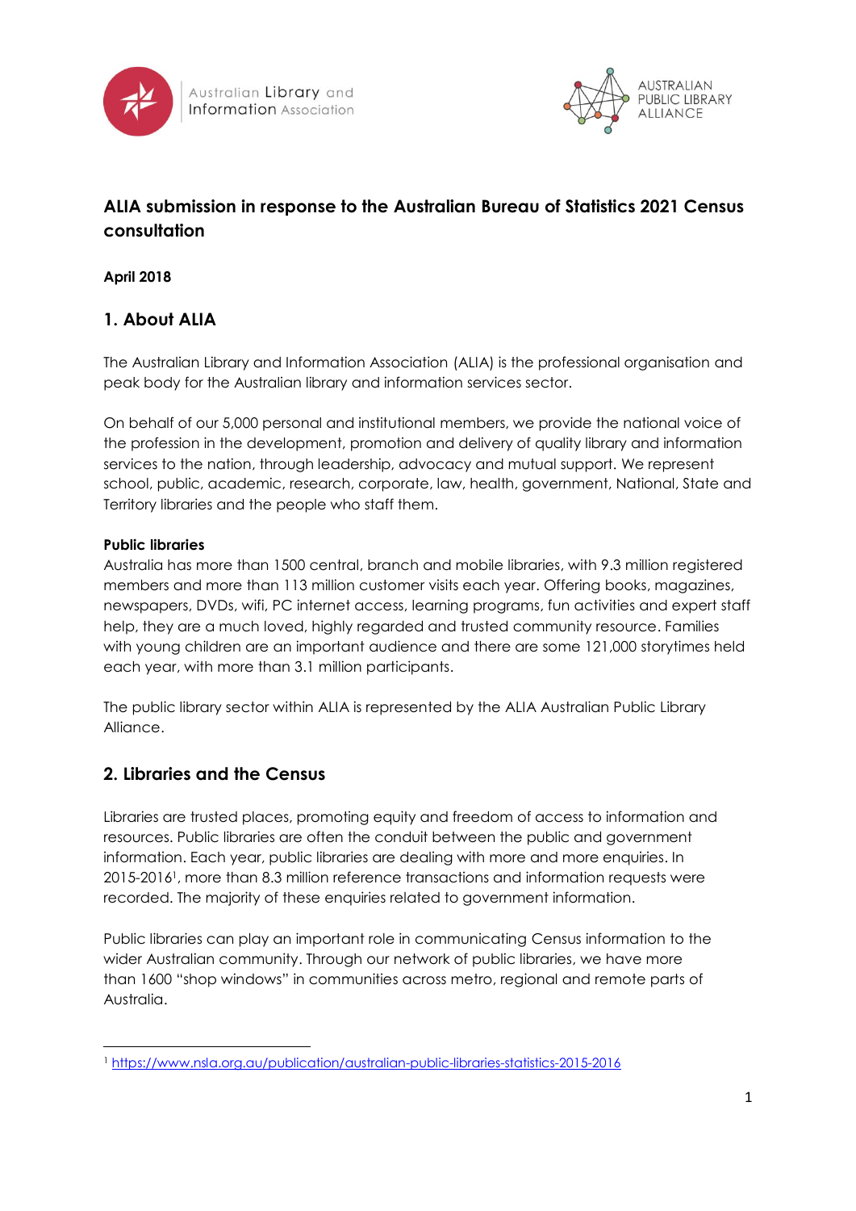Australian Library and Information Association

AUSTRALIAN PUBLIC LIBRARY ALLIANCE

# ALIA submission in response to the Australian Bureau of Statistics 2021 Census consultation

**April 2018**

## 1. About ALIA

The Australian Library and Information Association (ALIA) is the professional organisation and peak body for the Australian library and information services sector.

On behalf of our 5,000 personal and institutional members, we provide the national voice of the profession in the development, promotion and delivery of quality library and information services to the nation, through leadership, advocacy and mutual support. We represent school, public, academic, research, corporate, law, health, government, National, State and Territory libraries and the people who staff them.

**Public libraries**

Australia has more than 1500 central, branch and mobile libraries, with 9.3 million registered members and more than 113 million customer visits each year. Offering books, magazines, newspapers, DVDs, wifi, PC internet access, learning programs, fun activities and expert staff help, they are a much loved, highly regarded and trusted community resource. Families with young children are an important audience and there are some 121,000 storytimes held each year, with more than 3.1 million participants.

The public library sector within ALIA is represented by the ALIA Australian Public Library Alliance.

## 2. Libraries and the Census

Libraries are trusted places, promoting equity and freedom of access to information and resources. Public libraries are often the conduit between the public and government information. Each year, public libraries are dealing with more and more enquiries. In 2015-2016[1], more than 8.3 million reference transactions and information requests were recorded. The majority of these enquiries related to government information.

Public libraries can play an important role in communicating Census information to the wider Australian community. Through our network of public libraries, we have more than 1600 "shop windows" in communities across metro, regional and remote parts of Australia.

---

[1] https://www.nsla.org.au/publication/australian-public-libraries-statistics-2015-2016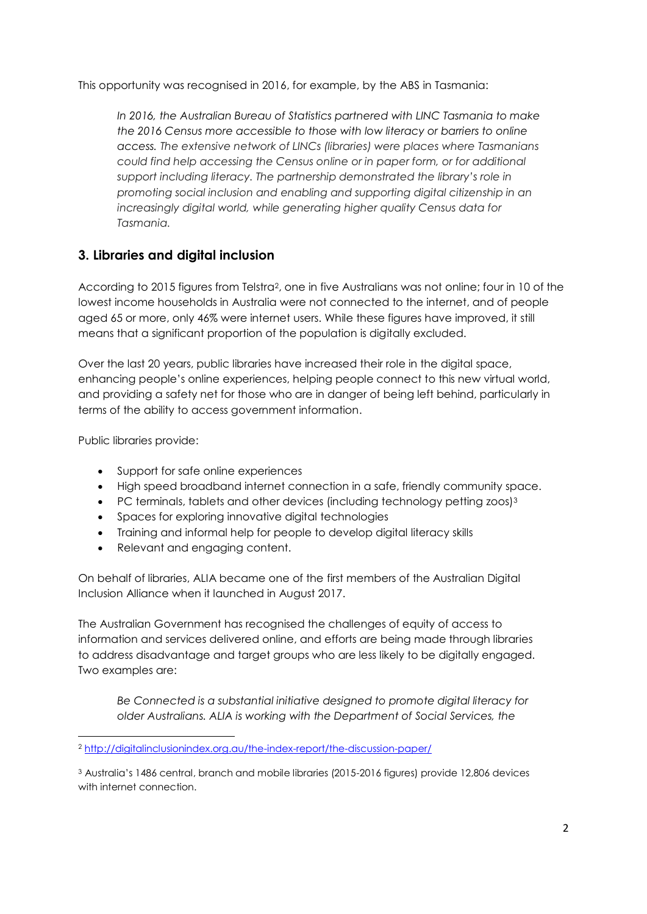This opportunity was recognised in 2016, for example, by the ABS in Tasmania:

> *In 2016, the Australian Bureau of Statistics partnered with LINC Tasmania to make the 2016 Census more accessible to those with low literacy or barriers to online access. The extensive network of LINCs (libraries) were places where Tasmanians could find help accessing the Census online or in paper form, or for additional support including literacy. The partnership demonstrated the library's role in promoting social inclusion and enabling and supporting digital citizenship in an increasingly digital world, while generating higher quality Census data for Tasmania.*

## 3. Libraries and digital inclusion

According to 2015 figures from Telstra[2], one in five Australians was not online; four in 10 of the lowest income households in Australia were not connected to the internet, and of people aged 65 or more, only 46% were internet users. While these figures have improved, it still means that a significant proportion of the population is digitally excluded.

Over the last 20 years, public libraries have increased their role in the digital space, enhancing people's online experiences, helping people connect to this new virtual world, and providing a safety net for those who are in danger of being left behind, particularly in terms of the ability to access government information.

Public libraries provide:

- Support for safe online experiences
- High speed broadband internet connection in a safe, friendly community space.
- PC terminals, tablets and other devices (including technology petting zoos)[3]
- Spaces for exploring innovative digital technologies
- Training and informal help for people to develop digital literacy skills
- Relevant and engaging content.

On behalf of libraries, ALIA became one of the first members of the Australian Digital Inclusion Alliance when it launched in August 2017.

The Australian Government has recognised the challenges of equity of access to information and services delivered online, and efforts are being made through libraries to address disadvantage and target groups who are less likely to be digitally engaged. Two examples are:

> *Be Connected is a substantial initiative designed to promote digital literacy for older Australians. ALIA is working with the Department of Social Services, the*

---

[2] http://digitalinclusionindex.org.au/the-index-report/the-discussion-paper/

[3] Australia's 1486 central, branch and mobile libraries (2015-2016 figures) provide 12,806 devices with internet connection.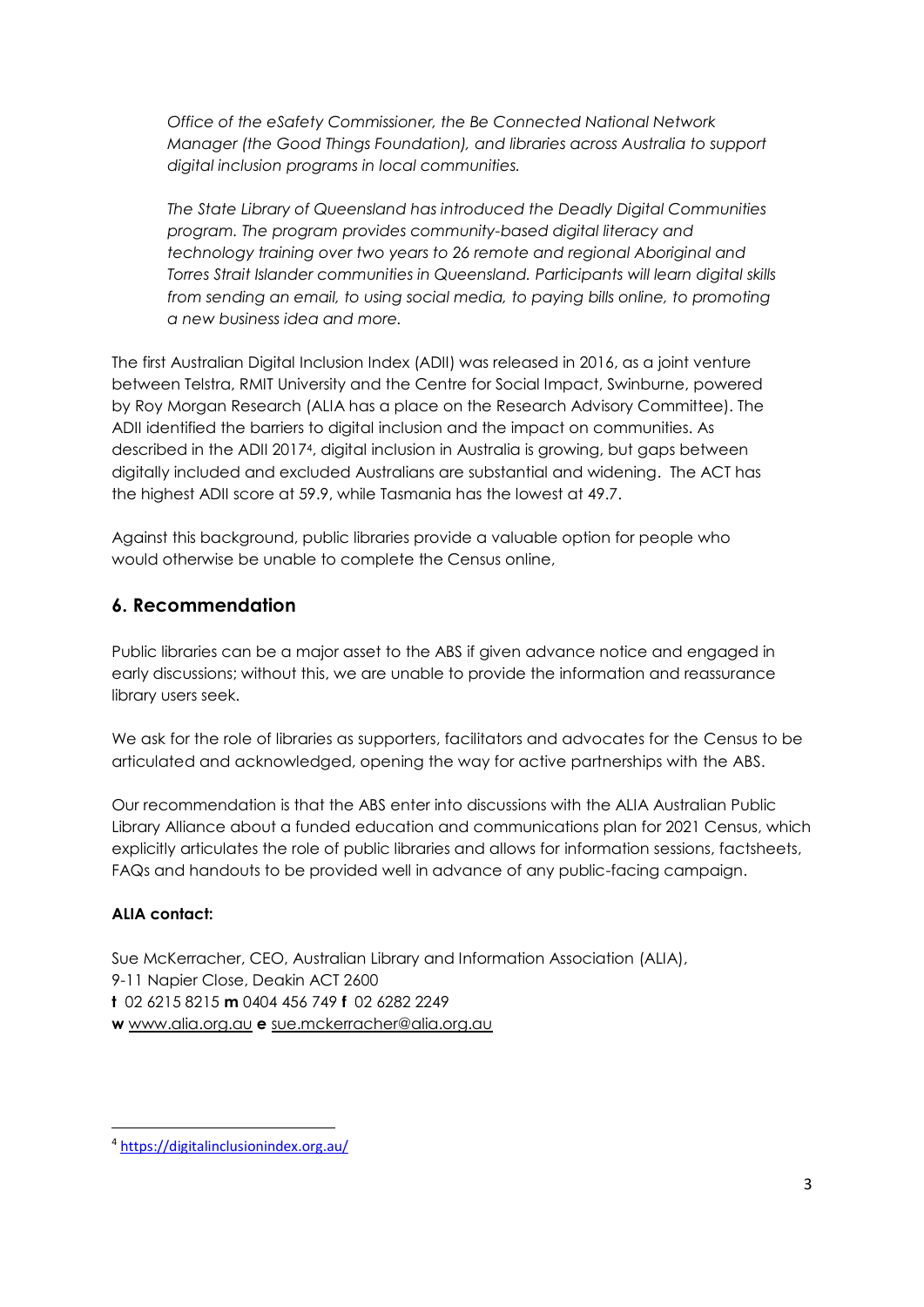*Office of the eSafety Commissioner, the Be Connected National Network Manager (the Good Things Foundation), and libraries across Australia to support digital inclusion programs in local communities.*

*The State Library of Queensland has introduced the Deadly Digital Communities program. The program provides community-based digital literacy and technology training over two years to 26 remote and regional Aboriginal and Torres Strait Islander communities in Queensland. Participants will learn digital skills from sending an email, to using social media, to paying bills online, to promoting a new business idea and more.*

The first Australian Digital Inclusion Index (ADII) was released in 2016, as a joint venture between Telstra, RMIT University and the Centre for Social Impact, Swinburne, powered by Roy Morgan Research (ALIA has a place on the Research Advisory Committee). The ADII identified the barriers to digital inclusion and the impact on communities. As described in the ADII 2017[4], digital inclusion in Australia is growing, but gaps between digitally included and excluded Australians are substantial and widening. The ACT has the highest ADII score at 59.9, while Tasmania has the lowest at 49.7.

Against this background, public libraries provide a valuable option for people who would otherwise be unable to complete the Census online,

## 6. Recommendation

Public libraries can be a major asset to the ABS if given advance notice and engaged in early discussions; without this, we are unable to provide the information and reassurance library users seek.

We ask for the role of libraries as supporters, facilitators and advocates for the Census to be articulated and acknowledged, opening the way for active partnerships with the ABS.

Our recommendation is that the ABS enter into discussions with the ALIA Australian Public Library Alliance about a funded education and communications plan for 2021 Census, which explicitly articulates the role of public libraries and allows for information sessions, factsheets, FAQs and handouts to be provided well in advance of any public-facing campaign.

**ALIA contact:**

Sue McKerracher, CEO, Australian Library and Information Association (ALIA),
9-11 Napier Close, Deakin ACT 2600
**t** 02 6215 8215 **m** 0404 456 749 **f** 02 6282 2249
**w** www.alia.org.au **e** sue.mckerracher@alia.org.au

---

[4] https://digitalinclusionindex.org.au/